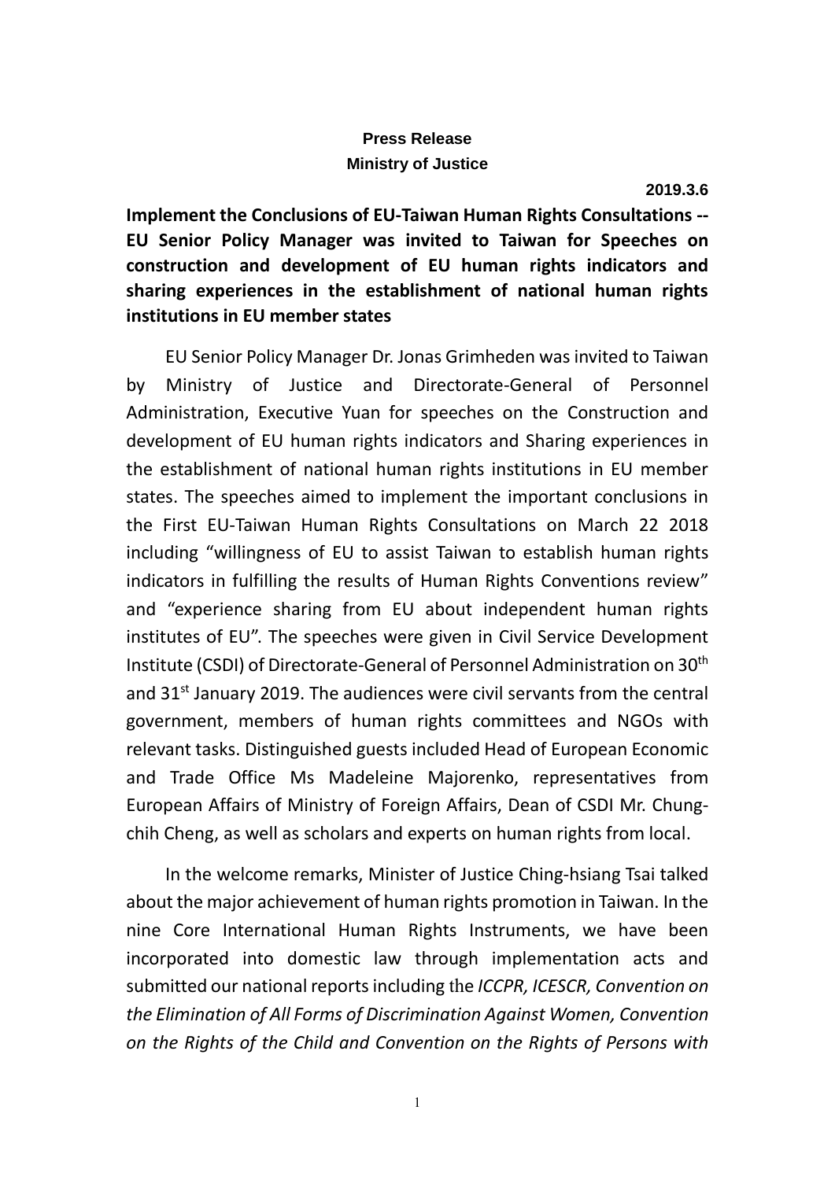**Press Release**

**Ministry of Justice**

**2019.3.6**

# Implement the Conclusions of EU-Taiwan Human Rights Consultations -- EU Senior Policy Manager was invited to Taiwan for Speeches on construction and development of EU human rights indicators and sharing experiences in the establishment of national human rights institutions in EU member states

EU Senior Policy Manager Dr. Jonas Grimheden was invited to Taiwan by Ministry of Justice and Directorate-General of Personnel Administration, Executive Yuan for speeches on the Construction and development of EU human rights indicators and Sharing experiences in the establishment of national human rights institutions in EU member states. The speeches aimed to implement the important conclusions in the First EU-Taiwan Human Rights Consultations on March 22 2018 including "willingness of EU to assist Taiwan to establish human rights indicators in fulfilling the results of Human Rights Conventions review" and "experience sharing from EU about independent human rights institutes of EU". The speeches were given in Civil Service Development Institute (CSDI) of Directorate-General of Personnel Administration on 30th and 31st January 2019. The audiences were civil servants from the central government, members of human rights committees and NGOs with relevant tasks. Distinguished guests included Head of European Economic and Trade Office Ms Madeleine Majorenko, representatives from European Affairs of Ministry of Foreign Affairs, Dean of CSDI Mr. Chung-chih Cheng, as well as scholars and experts on human rights from local.

In the welcome remarks, Minister of Justice Ching-hsiang Tsai talked about the major achievement of human rights promotion in Taiwan. In the nine Core International Human Rights Instruments, we have been incorporated into domestic law through implementation acts and submitted our national reports including the *ICCPR, ICESCR, Convention on the Elimination of All Forms of Discrimination Against Women, Convention on the Rights of the Child and Convention on the Rights of Persons with*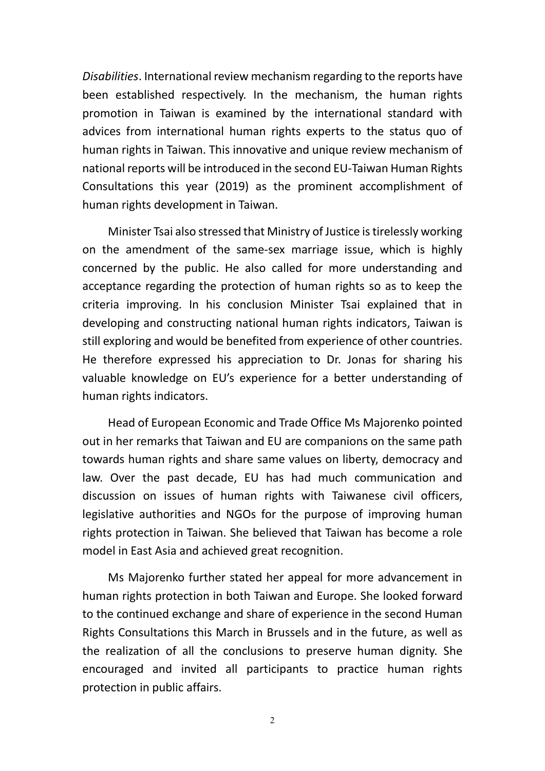*Disabilities*. International review mechanism regarding to the reports have been established respectively. In the mechanism, the human rights promotion in Taiwan is examined by the international standard with advices from international human rights experts to the status quo of human rights in Taiwan. This innovative and unique review mechanism of national reports will be introduced in the second EU-Taiwan Human Rights Consultations this year (2019) as the prominent accomplishment of human rights development in Taiwan.

Minister Tsai also stressed that Ministry of Justice is tirelessly working on the amendment of the same-sex marriage issue, which is highly concerned by the public. He also called for more understanding and acceptance regarding the protection of human rights so as to keep the criteria improving. In his conclusion Minister Tsai explained that in developing and constructing national human rights indicators, Taiwan is still exploring and would be benefited from experience of other countries. He therefore expressed his appreciation to Dr. Jonas for sharing his valuable knowledge on EU's experience for a better understanding of human rights indicators.

Head of European Economic and Trade Office Ms Majorenko pointed out in her remarks that Taiwan and EU are companions on the same path towards human rights and share same values on liberty, democracy and law. Over the past decade, EU has had much communication and discussion on issues of human rights with Taiwanese civil officers, legislative authorities and NGOs for the purpose of improving human rights protection in Taiwan. She believed that Taiwan has become a role model in East Asia and achieved great recognition.

Ms Majorenko further stated her appeal for more advancement in human rights protection in both Taiwan and Europe. She looked forward to the continued exchange and share of experience in the second Human Rights Consultations this March in Brussels and in the future, as well as the realization of all the conclusions to preserve human dignity. She encouraged and invited all participants to practice human rights protection in public affairs.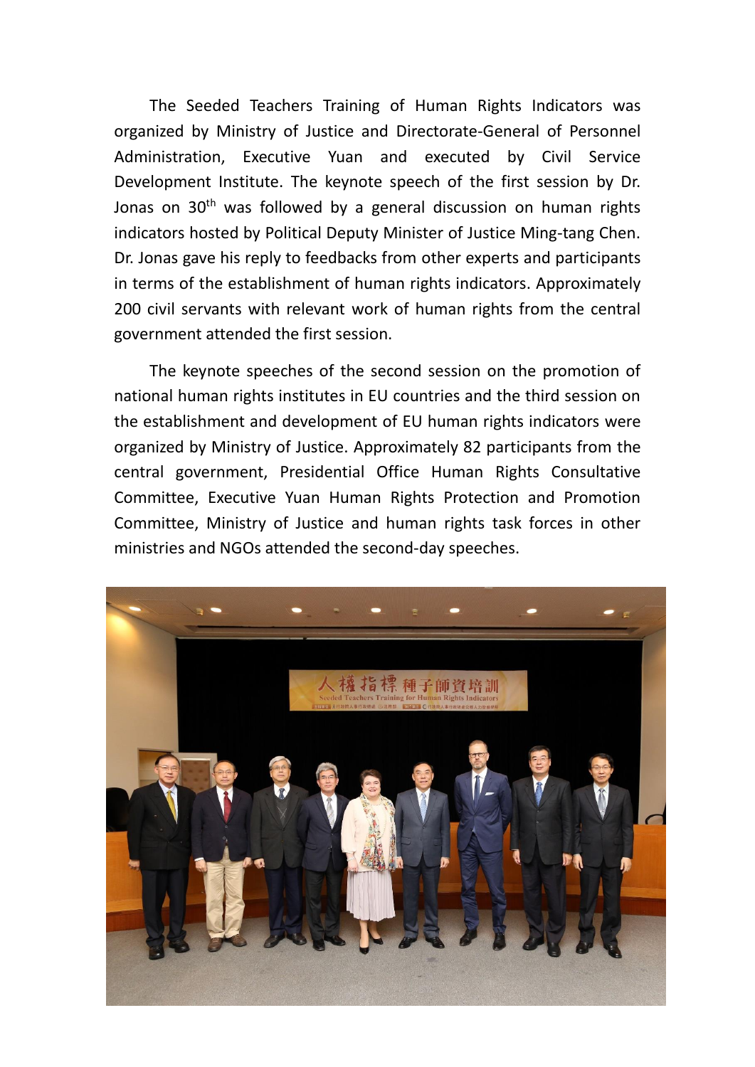The Seeded Teachers Training of Human Rights Indicators was organized by Ministry of Justice and Directorate-General of Personnel Administration, Executive Yuan and executed by Civil Service Development Institute. The keynote speech of the first session by Dr. Jonas on 30th was followed by a general discussion on human rights indicators hosted by Political Deputy Minister of Justice Ming-tang Chen. Dr. Jonas gave his reply to feedbacks from other experts and participants in terms of the establishment of human rights indicators. Approximately 200 civil servants with relevant work of human rights from the central government attended the first session.

The keynote speeches of the second session on the promotion of national human rights institutes in EU countries and the third session on the establishment and development of EU human rights indicators were organized by Ministry of Justice. Approximately 82 participants from the central government, Presidential Office Human Rights Consultative Committee, Executive Yuan Human Rights Protection and Promotion Committee, Ministry of Justice and human rights task forces in other ministries and NGOs attended the second-day speeches.